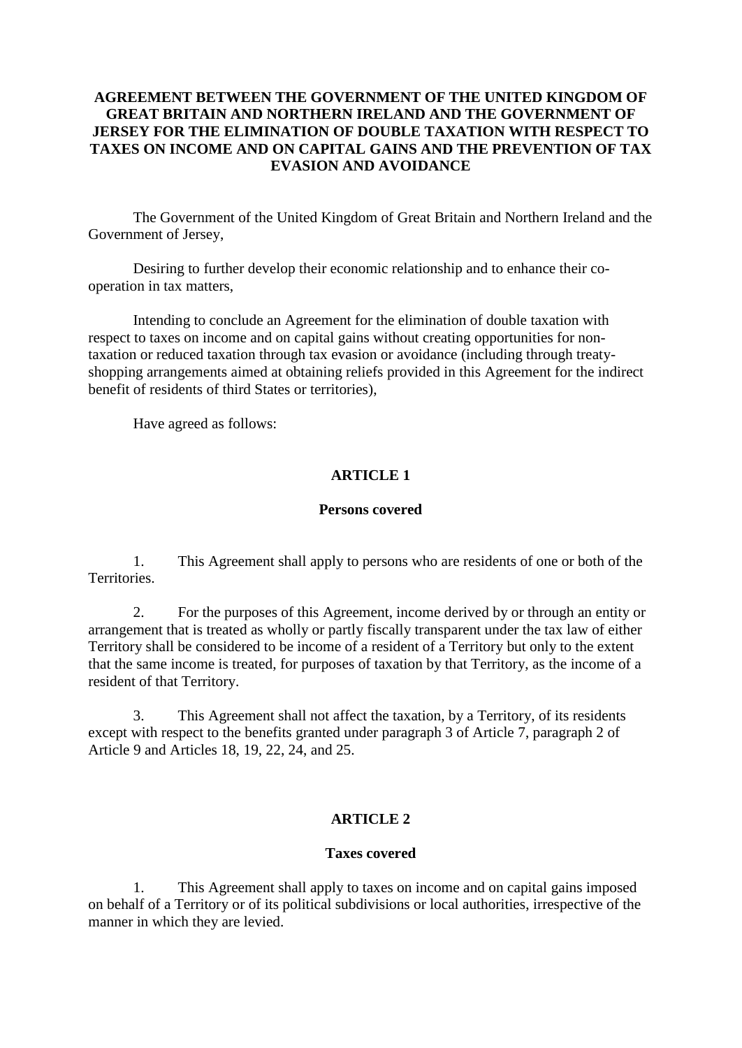# AGREEMENT BETWEEN THE GOVERNMENT OF THE UNITED KINGDOM OF GREAT BRITAIN AND NORTHERN IRELAND AND THE GOVERNMENT OF JERSEY FOR THE ELIMINATION OF DOUBLE TAXATION WITH RESPECT TO TAXES ON INCOME AND ON CAPITAL GAINS AND THE PREVENTION OF TAX EVASION AND AVOIDANCE

The Government of the United Kingdom of Great Britain and Northern Ireland and the Government of Jersey,

Desiring to further develop their economic relationship and to enhance their co-operation in tax matters,

Intending to conclude an Agreement for the elimination of double taxation with respect to taxes on income and on capital gains without creating opportunities for non-taxation or reduced taxation through tax evasion or avoidance (including through treaty-shopping arrangements aimed at obtaining reliefs provided in this Agreement for the indirect benefit of residents of third States or territories),

Have agreed as follows:

## ARTICLE 1

### Persons covered

1. This Agreement shall apply to persons who are residents of one or both of the Territories.

2. For the purposes of this Agreement, income derived by or through an entity or arrangement that is treated as wholly or partly fiscally transparent under the tax law of either Territory shall be considered to be income of a resident of a Territory but only to the extent that the same income is treated, for purposes of taxation by that Territory, as the income of a resident of that Territory.

3. This Agreement shall not affect the taxation, by a Territory, of its residents except with respect to the benefits granted under paragraph 3 of Article 7, paragraph 2 of Article 9 and Articles 18, 19, 22, 24, and 25.

## ARTICLE 2

### Taxes covered

1. This Agreement shall apply to taxes on income and on capital gains imposed on behalf of a Territory or of its political subdivisions or local authorities, irrespective of the manner in which they are levied.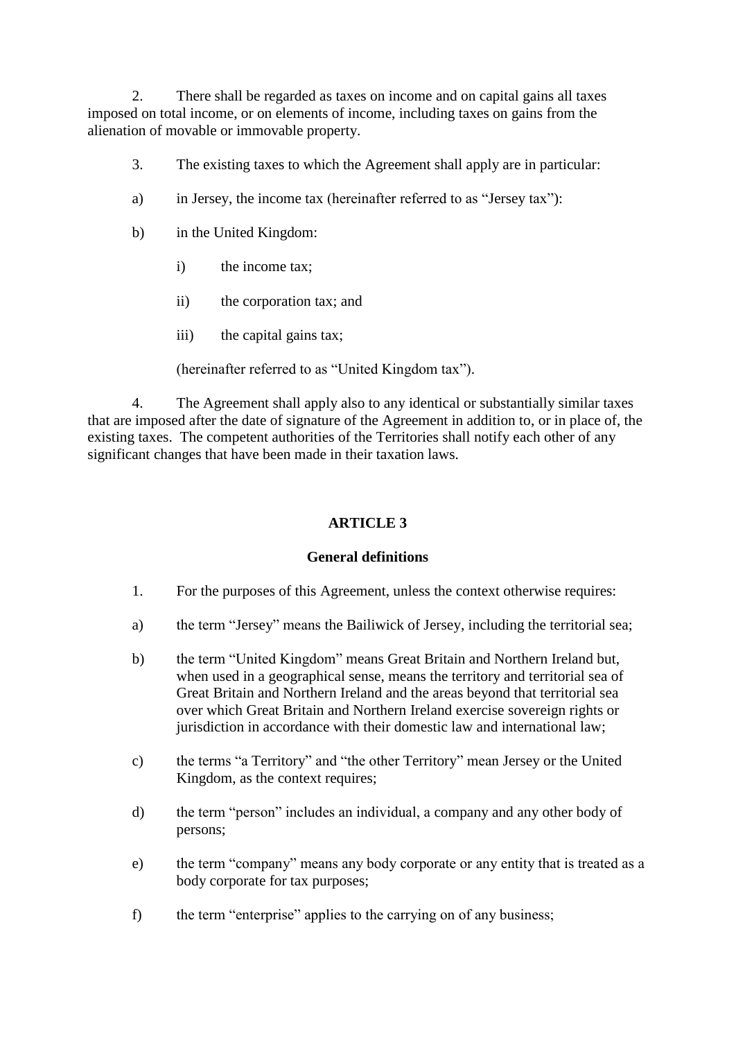2. There shall be regarded as taxes on income and on capital gains all taxes imposed on total income, or on elements of income, including taxes on gains from the alienation of movable or immovable property.

3. The existing taxes to which the Agreement shall apply are in particular:

a) in Jersey, the income tax (hereinafter referred to as "Jersey tax"):

b) in the United Kingdom:

   i) the income tax;

   ii) the corporation tax; and

   iii) the capital gains tax;

   (hereinafter referred to as "United Kingdom tax").

4. The Agreement shall apply also to any identical or substantially similar taxes that are imposed after the date of signature of the Agreement in addition to, or in place of, the existing taxes. The competent authorities of the Territories shall notify each other of any significant changes that have been made in their taxation laws.

## ARTICLE 3

### General definitions

1. For the purposes of this Agreement, unless the context otherwise requires:

a) the term "Jersey" means the Bailiwick of Jersey, including the territorial sea;

b) the term "United Kingdom" means Great Britain and Northern Ireland but, when used in a geographical sense, means the territory and territorial sea of Great Britain and Northern Ireland and the areas beyond that territorial sea over which Great Britain and Northern Ireland exercise sovereign rights or jurisdiction in accordance with their domestic law and international law;

c) the terms "a Territory" and "the other Territory" mean Jersey or the United Kingdom, as the context requires;

d) the term "person" includes an individual, a company and any other body of persons;

e) the term "company" means any body corporate or any entity that is treated as a body corporate for tax purposes;

f) the term "enterprise" applies to the carrying on of any business;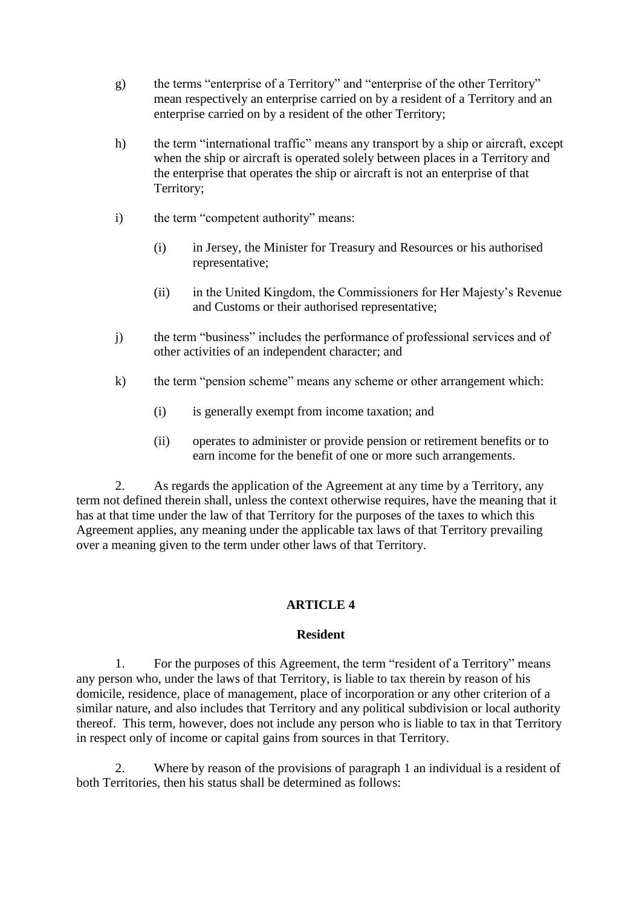g) the terms "enterprise of a Territory" and "enterprise of the other Territory" mean respectively an enterprise carried on by a resident of a Territory and an enterprise carried on by a resident of the other Territory;

h) the term "international traffic" means any transport by a ship or aircraft, except when the ship or aircraft is operated solely between places in a Territory and the enterprise that operates the ship or aircraft is not an enterprise of that Territory;

i) the term "competent authority" means:

   (i) in Jersey, the Minister for Treasury and Resources or his authorised representative;

   (ii) in the United Kingdom, the Commissioners for Her Majesty's Revenue and Customs or their authorised representative;

j) the term "business" includes the performance of professional services and of other activities of an independent character; and

k) the term "pension scheme" means any scheme or other arrangement which:

   (i) is generally exempt from income taxation; and

   (ii) operates to administer or provide pension or retirement benefits or to earn income for the benefit of one or more such arrangements.

2. As regards the application of the Agreement at any time by a Territory, any term not defined therein shall, unless the context otherwise requires, have the meaning that it has at that time under the law of that Territory for the purposes of the taxes to which this Agreement applies, any meaning under the applicable tax laws of that Territory prevailing over a meaning given to the term under other laws of that Territory.

## ARTICLE 4

### Resident

1. For the purposes of this Agreement, the term "resident of a Territory" means any person who, under the laws of that Territory, is liable to tax therein by reason of his domicile, residence, place of management, place of incorporation or any other criterion of a similar nature, and also includes that Territory and any political subdivision or local authority thereof. This term, however, does not include any person who is liable to tax in that Territory in respect only of income or capital gains from sources in that Territory.

2. Where by reason of the provisions of paragraph 1 an individual is a resident of both Territories, then his status shall be determined as follows: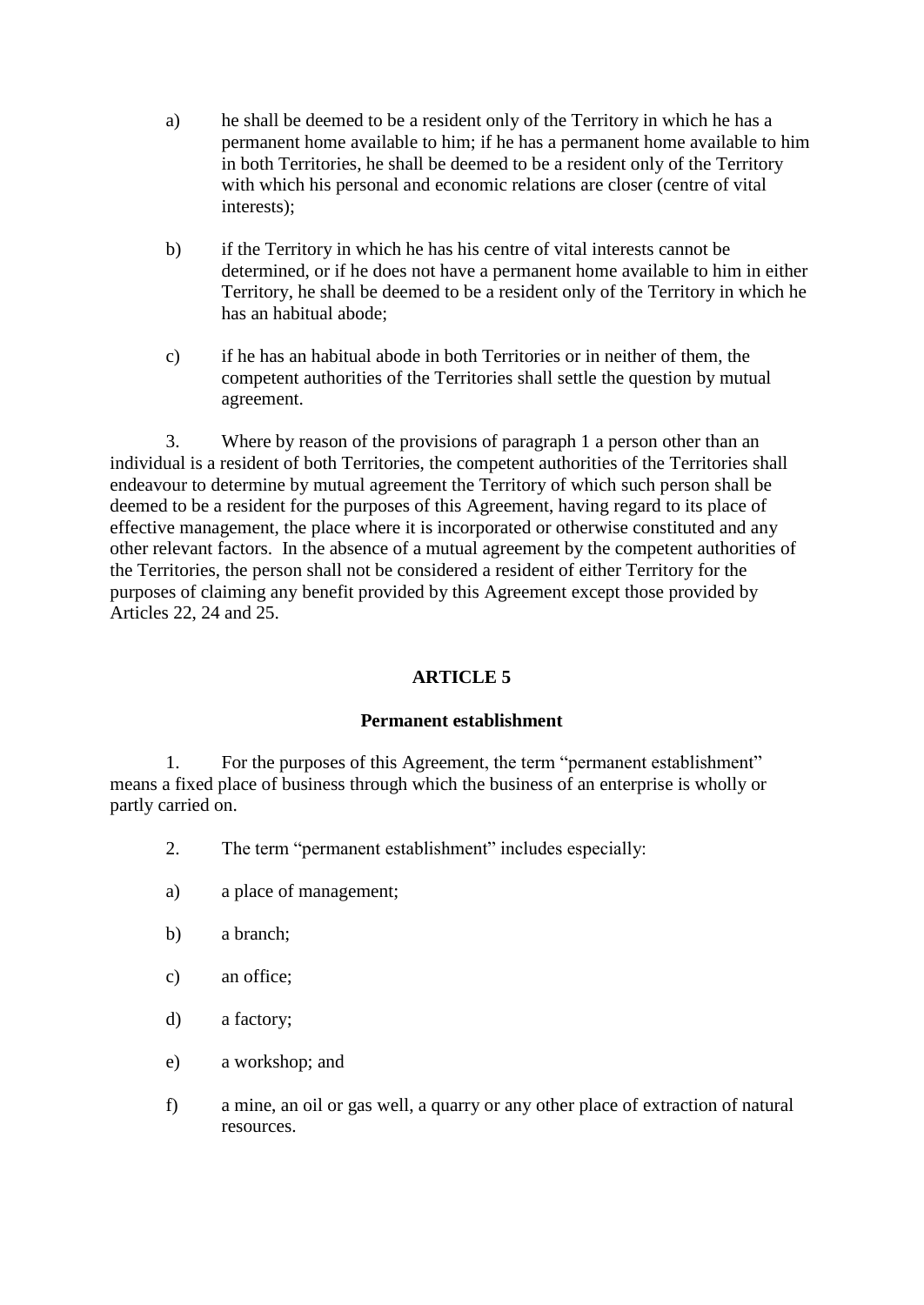a) he shall be deemed to be a resident only of the Territory in which he has a permanent home available to him; if he has a permanent home available to him in both Territories, he shall be deemed to be a resident only of the Territory with which his personal and economic relations are closer (centre of vital interests);

b) if the Territory in which he has his centre of vital interests cannot be determined, or if he does not have a permanent home available to him in either Territory, he shall be deemed to be a resident only of the Territory in which he has an habitual abode;

c) if he has an habitual abode in both Territories or in neither of them, the competent authorities of the Territories shall settle the question by mutual agreement.

3. Where by reason of the provisions of paragraph 1 a person other than an individual is a resident of both Territories, the competent authorities of the Territories shall endeavour to determine by mutual agreement the Territory of which such person shall be deemed to be a resident for the purposes of this Agreement, having regard to its place of effective management, the place where it is incorporated or otherwise constituted and any other relevant factors. In the absence of a mutual agreement by the competent authorities of the Territories, the person shall not be considered a resident of either Territory for the purposes of claiming any benefit provided by this Agreement except those provided by Articles 22, 24 and 25.

## ARTICLE 5

### Permanent establishment

1. For the purposes of this Agreement, the term "permanent establishment" means a fixed place of business through which the business of an enterprise is wholly or partly carried on.

2. The term "permanent establishment" includes especially:

a) a place of management;

b) a branch;

c) an office;

d) a factory;

e) a workshop; and

f) a mine, an oil or gas well, a quarry or any other place of extraction of natural resources.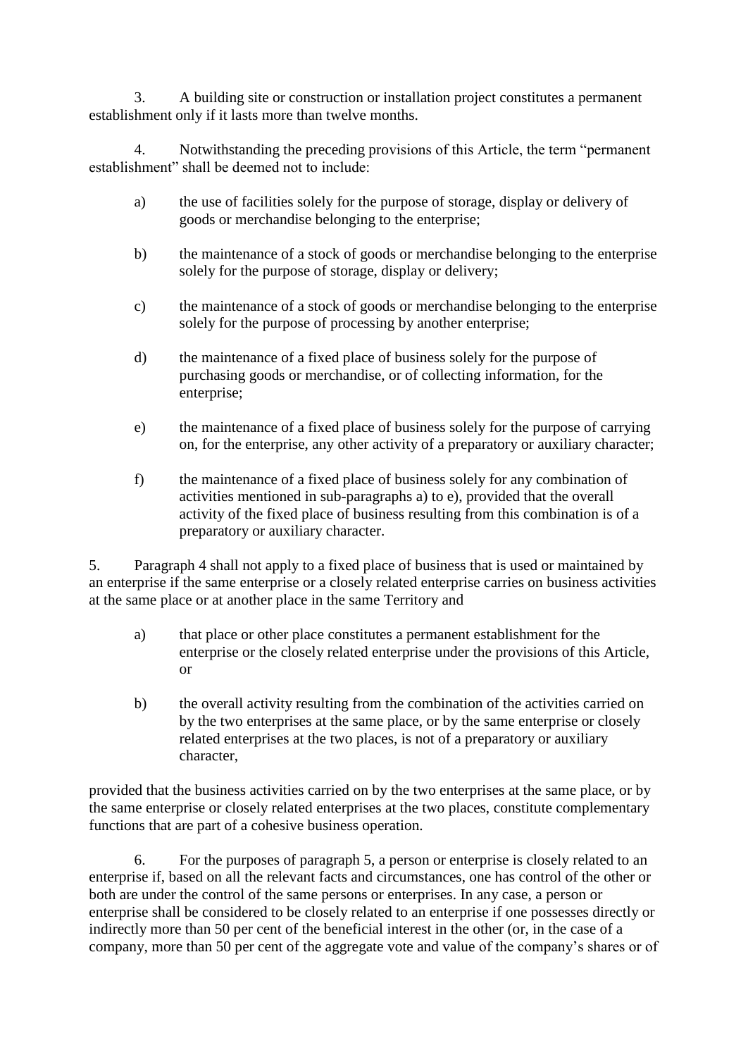3. A building site or construction or installation project constitutes a permanent establishment only if it lasts more than twelve months.

4. Notwithstanding the preceding provisions of this Article, the term "permanent establishment" shall be deemed not to include:

a) the use of facilities solely for the purpose of storage, display or delivery of goods or merchandise belonging to the enterprise;

b) the maintenance of a stock of goods or merchandise belonging to the enterprise solely for the purpose of storage, display or delivery;

c) the maintenance of a stock of goods or merchandise belonging to the enterprise solely for the purpose of processing by another enterprise;

d) the maintenance of a fixed place of business solely for the purpose of purchasing goods or merchandise, or of collecting information, for the enterprise;

e) the maintenance of a fixed place of business solely for the purpose of carrying on, for the enterprise, any other activity of a preparatory or auxiliary character;

f) the maintenance of a fixed place of business solely for any combination of activities mentioned in sub-paragraphs a) to e), provided that the overall activity of the fixed place of business resulting from this combination is of a preparatory or auxiliary character.

5. Paragraph 4 shall not apply to a fixed place of business that is used or maintained by an enterprise if the same enterprise or a closely related enterprise carries on business activities at the same place or at another place in the same Territory and

a) that place or other place constitutes a permanent establishment for the enterprise or the closely related enterprise under the provisions of this Article, or

b) the overall activity resulting from the combination of the activities carried on by the two enterprises at the same place, or by the same enterprise or closely related enterprises at the two places, is not of a preparatory or auxiliary character,

provided that the business activities carried on by the two enterprises at the same place, or by the same enterprise or closely related enterprises at the two places, constitute complementary functions that are part of a cohesive business operation.

6. For the purposes of paragraph 5, a person or enterprise is closely related to an enterprise if, based on all the relevant facts and circumstances, one has control of the other or both are under the control of the same persons or enterprises. In any case, a person or enterprise shall be considered to be closely related to an enterprise if one possesses directly or indirectly more than 50 per cent of the beneficial interest in the other (or, in the case of a company, more than 50 per cent of the aggregate vote and value of the company's shares or of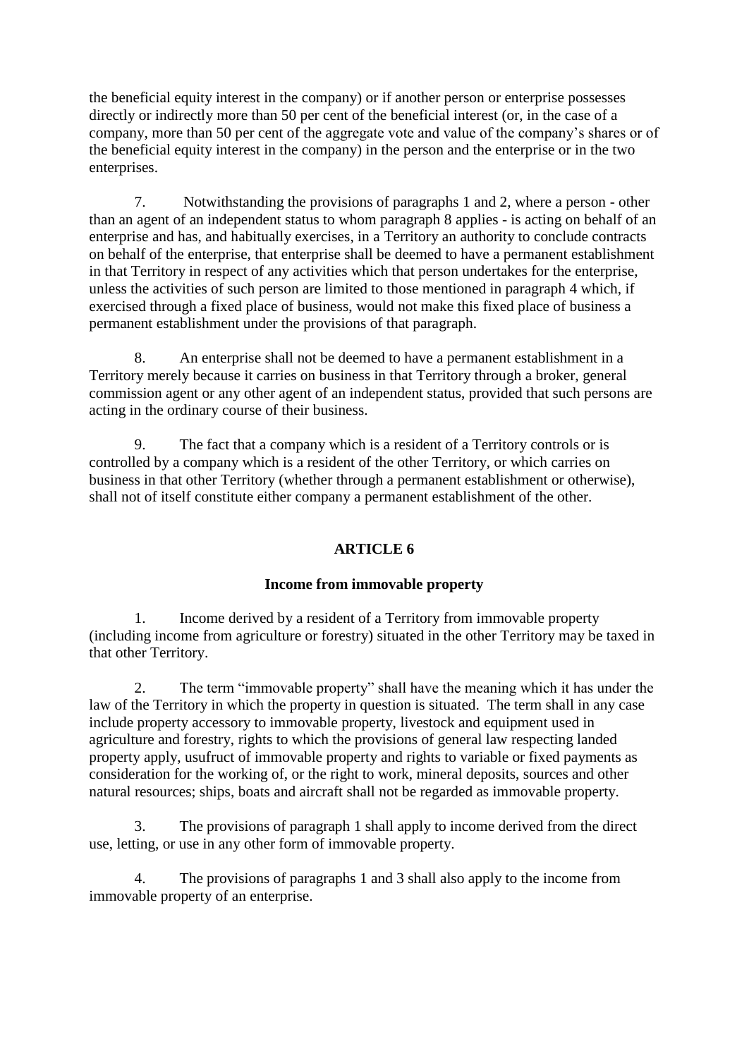the beneficial equity interest in the company) or if another person or enterprise possesses directly or indirectly more than 50 per cent of the beneficial interest (or, in the case of a company, more than 50 per cent of the aggregate vote and value of the company's shares or of the beneficial equity interest in the company) in the person and the enterprise or in the two enterprises.

7. Notwithstanding the provisions of paragraphs 1 and 2, where a person - other than an agent of an independent status to whom paragraph 8 applies - is acting on behalf of an enterprise and has, and habitually exercises, in a Territory an authority to conclude contracts on behalf of the enterprise, that enterprise shall be deemed to have a permanent establishment in that Territory in respect of any activities which that person undertakes for the enterprise, unless the activities of such person are limited to those mentioned in paragraph 4 which, if exercised through a fixed place of business, would not make this fixed place of business a permanent establishment under the provisions of that paragraph.

8. An enterprise shall not be deemed to have a permanent establishment in a Territory merely because it carries on business in that Territory through a broker, general commission agent or any other agent of an independent status, provided that such persons are acting in the ordinary course of their business.

9. The fact that a company which is a resident of a Territory controls or is controlled by a company which is a resident of the other Territory, or which carries on business in that other Territory (whether through a permanent establishment or otherwise), shall not of itself constitute either company a permanent establishment of the other.

## ARTICLE 6

### Income from immovable property

1. Income derived by a resident of a Territory from immovable property (including income from agriculture or forestry) situated in the other Territory may be taxed in that other Territory.

2. The term "immovable property" shall have the meaning which it has under the law of the Territory in which the property in question is situated. The term shall in any case include property accessory to immovable property, livestock and equipment used in agriculture and forestry, rights to which the provisions of general law respecting landed property apply, usufruct of immovable property and rights to variable or fixed payments as consideration for the working of, or the right to work, mineral deposits, sources and other natural resources; ships, boats and aircraft shall not be regarded as immovable property.

3. The provisions of paragraph 1 shall apply to income derived from the direct use, letting, or use in any other form of immovable property.

4. The provisions of paragraphs 1 and 3 shall also apply to the income from immovable property of an enterprise.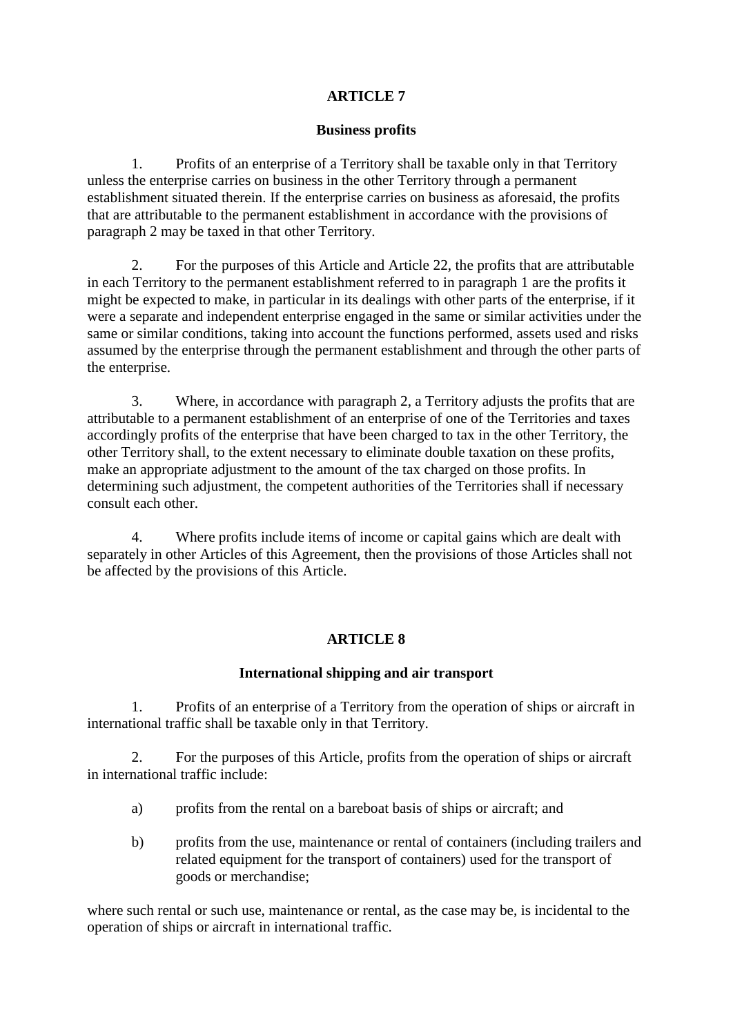## ARTICLE 7

### Business profits

1. Profits of an enterprise of a Territory shall be taxable only in that Territory unless the enterprise carries on business in the other Territory through a permanent establishment situated therein. If the enterprise carries on business as aforesaid, the profits that are attributable to the permanent establishment in accordance with the provisions of paragraph 2 may be taxed in that other Territory.

2. For the purposes of this Article and Article 22, the profits that are attributable in each Territory to the permanent establishment referred to in paragraph 1 are the profits it might be expected to make, in particular in its dealings with other parts of the enterprise, if it were a separate and independent enterprise engaged in the same or similar activities under the same or similar conditions, taking into account the functions performed, assets used and risks assumed by the enterprise through the permanent establishment and through the other parts of the enterprise.

3. Where, in accordance with paragraph 2, a Territory adjusts the profits that are attributable to a permanent establishment of an enterprise of one of the Territories and taxes accordingly profits of the enterprise that have been charged to tax in the other Territory, the other Territory shall, to the extent necessary to eliminate double taxation on these profits, make an appropriate adjustment to the amount of the tax charged on those profits. In determining such adjustment, the competent authorities of the Territories shall if necessary consult each other.

4. Where profits include items of income or capital gains which are dealt with separately in other Articles of this Agreement, then the provisions of those Articles shall not be affected by the provisions of this Article.

## ARTICLE 8

### International shipping and air transport

1. Profits of an enterprise of a Territory from the operation of ships or aircraft in international traffic shall be taxable only in that Territory.

2. For the purposes of this Article, profits from the operation of ships or aircraft in international traffic include:

a) profits from the rental on a bareboat basis of ships or aircraft; and

b) profits from the use, maintenance or rental of containers (including trailers and related equipment for the transport of containers) used for the transport of goods or merchandise;

where such rental or such use, maintenance or rental, as the case may be, is incidental to the operation of ships or aircraft in international traffic.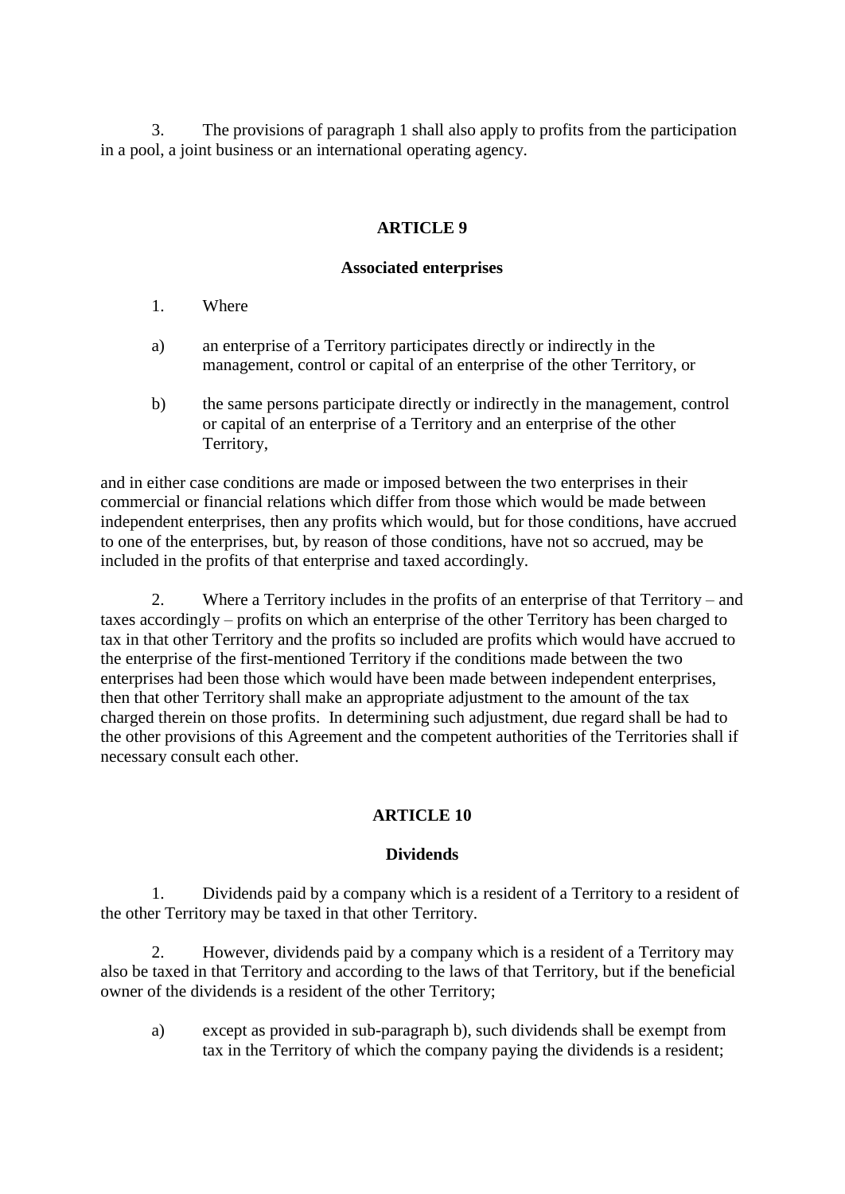3. The provisions of paragraph 1 shall also apply to profits from the participation in a pool, a joint business or an international operating agency.

## ARTICLE 9

### Associated enterprises

1. Where

a) an enterprise of a Territory participates directly or indirectly in the management, control or capital of an enterprise of the other Territory, or

b) the same persons participate directly or indirectly in the management, control or capital of an enterprise of a Territory and an enterprise of the other Territory,

and in either case conditions are made or imposed between the two enterprises in their commercial or financial relations which differ from those which would be made between independent enterprises, then any profits which would, but for those conditions, have accrued to one of the enterprises, but, by reason of those conditions, have not so accrued, may be included in the profits of that enterprise and taxed accordingly.

2. Where a Territory includes in the profits of an enterprise of that Territory – and taxes accordingly – profits on which an enterprise of the other Territory has been charged to tax in that other Territory and the profits so included are profits which would have accrued to the enterprise of the first-mentioned Territory if the conditions made between the two enterprises had been those which would have been made between independent enterprises, then that other Territory shall make an appropriate adjustment to the amount of the tax charged therein on those profits. In determining such adjustment, due regard shall be had to the other provisions of this Agreement and the competent authorities of the Territories shall if necessary consult each other.

## ARTICLE 10

### Dividends

1. Dividends paid by a company which is a resident of a Territory to a resident of the other Territory may be taxed in that other Territory.

2. However, dividends paid by a company which is a resident of a Territory may also be taxed in that Territory and according to the laws of that Territory, but if the beneficial owner of the dividends is a resident of the other Territory;

a) except as provided in sub-paragraph b), such dividends shall be exempt from tax in the Territory of which the company paying the dividends is a resident;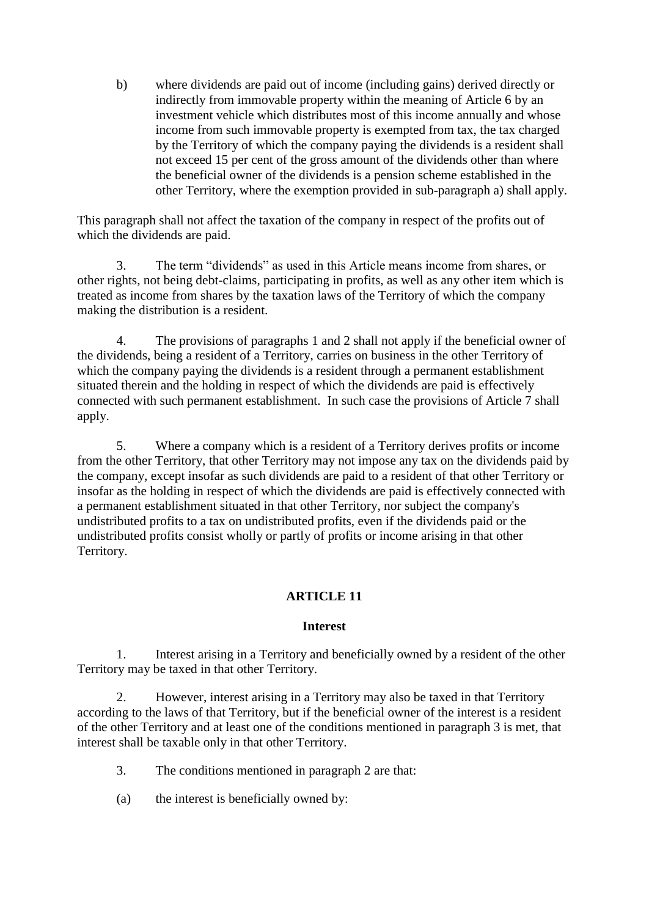b) where dividends are paid out of income (including gains) derived directly or indirectly from immovable property within the meaning of Article 6 by an investment vehicle which distributes most of this income annually and whose income from such immovable property is exempted from tax, the tax charged by the Territory of which the company paying the dividends is a resident shall not exceed 15 per cent of the gross amount of the dividends other than where the beneficial owner of the dividends is a pension scheme established in the other Territory, where the exemption provided in sub-paragraph a) shall apply.

This paragraph shall not affect the taxation of the company in respect of the profits out of which the dividends are paid.

3. The term "dividends" as used in this Article means income from shares, or other rights, not being debt-claims, participating in profits, as well as any other item which is treated as income from shares by the taxation laws of the Territory of which the company making the distribution is a resident.

4. The provisions of paragraphs 1 and 2 shall not apply if the beneficial owner of the dividends, being a resident of a Territory, carries on business in the other Territory of which the company paying the dividends is a resident through a permanent establishment situated therein and the holding in respect of which the dividends are paid is effectively connected with such permanent establishment. In such case the provisions of Article 7 shall apply.

5. Where a company which is a resident of a Territory derives profits or income from the other Territory, that other Territory may not impose any tax on the dividends paid by the company, except insofar as such dividends are paid to a resident of that other Territory or insofar as the holding in respect of which the dividends are paid is effectively connected with a permanent establishment situated in that other Territory, nor subject the company's undistributed profits to a tax on undistributed profits, even if the dividends paid or the undistributed profits consist wholly or partly of profits or income arising in that other Territory.

## ARTICLE 11

### Interest

1. Interest arising in a Territory and beneficially owned by a resident of the other Territory may be taxed in that other Territory.

2. However, interest arising in a Territory may also be taxed in that Territory according to the laws of that Territory, but if the beneficial owner of the interest is a resident of the other Territory and at least one of the conditions mentioned in paragraph 3 is met, that interest shall be taxable only in that other Territory.

3. The conditions mentioned in paragraph 2 are that:

(a) the interest is beneficially owned by: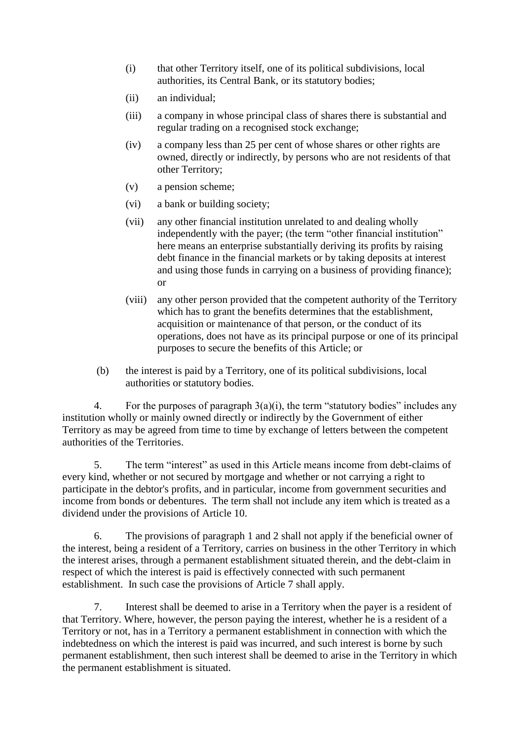(i) that other Territory itself, one of its political subdivisions, local authorities, its Central Bank, or its statutory bodies;

(ii) an individual;

(iii) a company in whose principal class of shares there is substantial and regular trading on a recognised stock exchange;

(iv) a company less than 25 per cent of whose shares or other rights are owned, directly or indirectly, by persons who are not residents of that other Territory;

(v) a pension scheme;

(vi) a bank or building society;

(vii) any other financial institution unrelated to and dealing wholly independently with the payer; (the term "other financial institution" here means an enterprise substantially deriving its profits by raising debt finance in the financial markets or by taking deposits at interest and using those funds in carrying on a business of providing finance); or

(viii) any other person provided that the competent authority of the Territory which has to grant the benefits determines that the establishment, acquisition or maintenance of that person, or the conduct of its operations, does not have as its principal purpose or one of its principal purposes to secure the benefits of this Article; or

(b) the interest is paid by a Territory, one of its political subdivisions, local authorities or statutory bodies.

4. For the purposes of paragraph 3(a)(i), the term "statutory bodies" includes any institution wholly or mainly owned directly or indirectly by the Government of either Territory as may be agreed from time to time by exchange of letters between the competent authorities of the Territories.

5. The term "interest" as used in this Article means income from debt-claims of every kind, whether or not secured by mortgage and whether or not carrying a right to participate in the debtor's profits, and in particular, income from government securities and income from bonds or debentures. The term shall not include any item which is treated as a dividend under the provisions of Article 10.

6. The provisions of paragraph 1 and 2 shall not apply if the beneficial owner of the interest, being a resident of a Territory, carries on business in the other Territory in which the interest arises, through a permanent establishment situated therein, and the debt-claim in respect of which the interest is paid is effectively connected with such permanent establishment. In such case the provisions of Article 7 shall apply.

7. Interest shall be deemed to arise in a Territory when the payer is a resident of that Territory. Where, however, the person paying the interest, whether he is a resident of a Territory or not, has in a Territory a permanent establishment in connection with which the indebtedness on which the interest is paid was incurred, and such interest is borne by such permanent establishment, then such interest shall be deemed to arise in the Territory in which the permanent establishment is situated.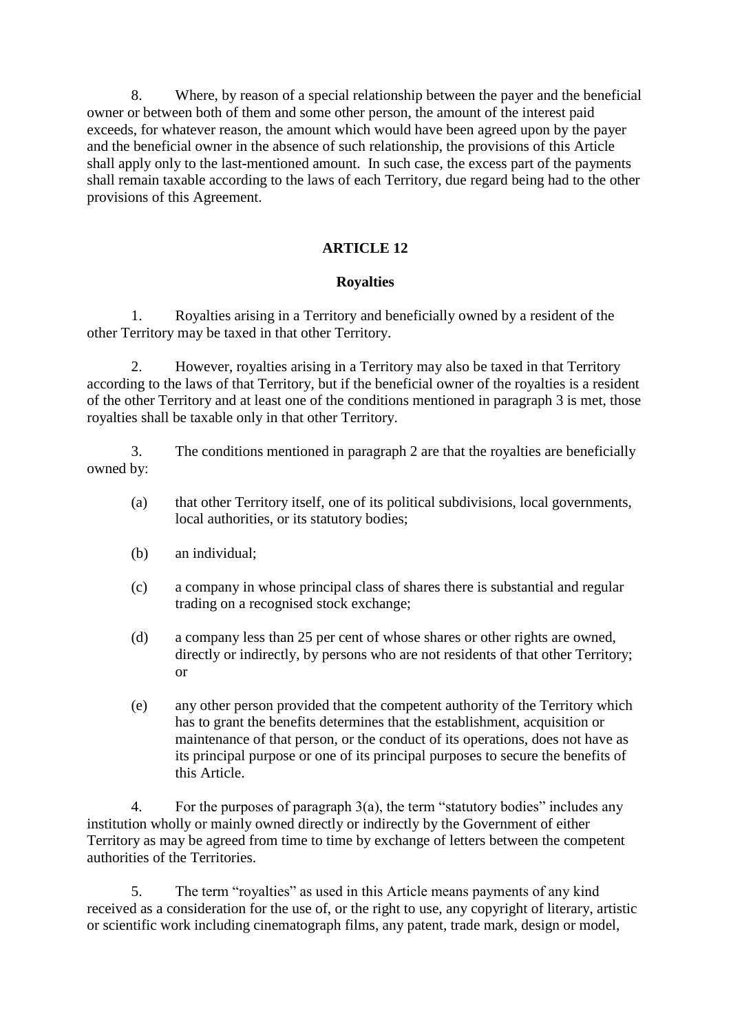8. Where, by reason of a special relationship between the payer and the beneficial owner or between both of them and some other person, the amount of the interest paid exceeds, for whatever reason, the amount which would have been agreed upon by the payer and the beneficial owner in the absence of such relationship, the provisions of this Article shall apply only to the last-mentioned amount. In such case, the excess part of the payments shall remain taxable according to the laws of each Territory, due regard being had to the other provisions of this Agreement.

## ARTICLE 12

### Royalties

1. Royalties arising in a Territory and beneficially owned by a resident of the other Territory may be taxed in that other Territory.

2. However, royalties arising in a Territory may also be taxed in that Territory according to the laws of that Territory, but if the beneficial owner of the royalties is a resident of the other Territory and at least one of the conditions mentioned in paragraph 3 is met, those royalties shall be taxable only in that other Territory.

3. The conditions mentioned in paragraph 2 are that the royalties are beneficially owned by:

(a) that other Territory itself, one of its political subdivisions, local governments, local authorities, or its statutory bodies;

(b) an individual;

(c) a company in whose principal class of shares there is substantial and regular trading on a recognised stock exchange;

(d) a company less than 25 per cent of whose shares or other rights are owned, directly or indirectly, by persons who are not residents of that other Territory; or

(e) any other person provided that the competent authority of the Territory which has to grant the benefits determines that the establishment, acquisition or maintenance of that person, or the conduct of its operations, does not have as its principal purpose or one of its principal purposes to secure the benefits of this Article.

4. For the purposes of paragraph 3(a), the term "statutory bodies" includes any institution wholly or mainly owned directly or indirectly by the Government of either Territory as may be agreed from time to time by exchange of letters between the competent authorities of the Territories.

5. The term "royalties" as used in this Article means payments of any kind received as a consideration for the use of, or the right to use, any copyright of literary, artistic or scientific work including cinematograph films, any patent, trade mark, design or model,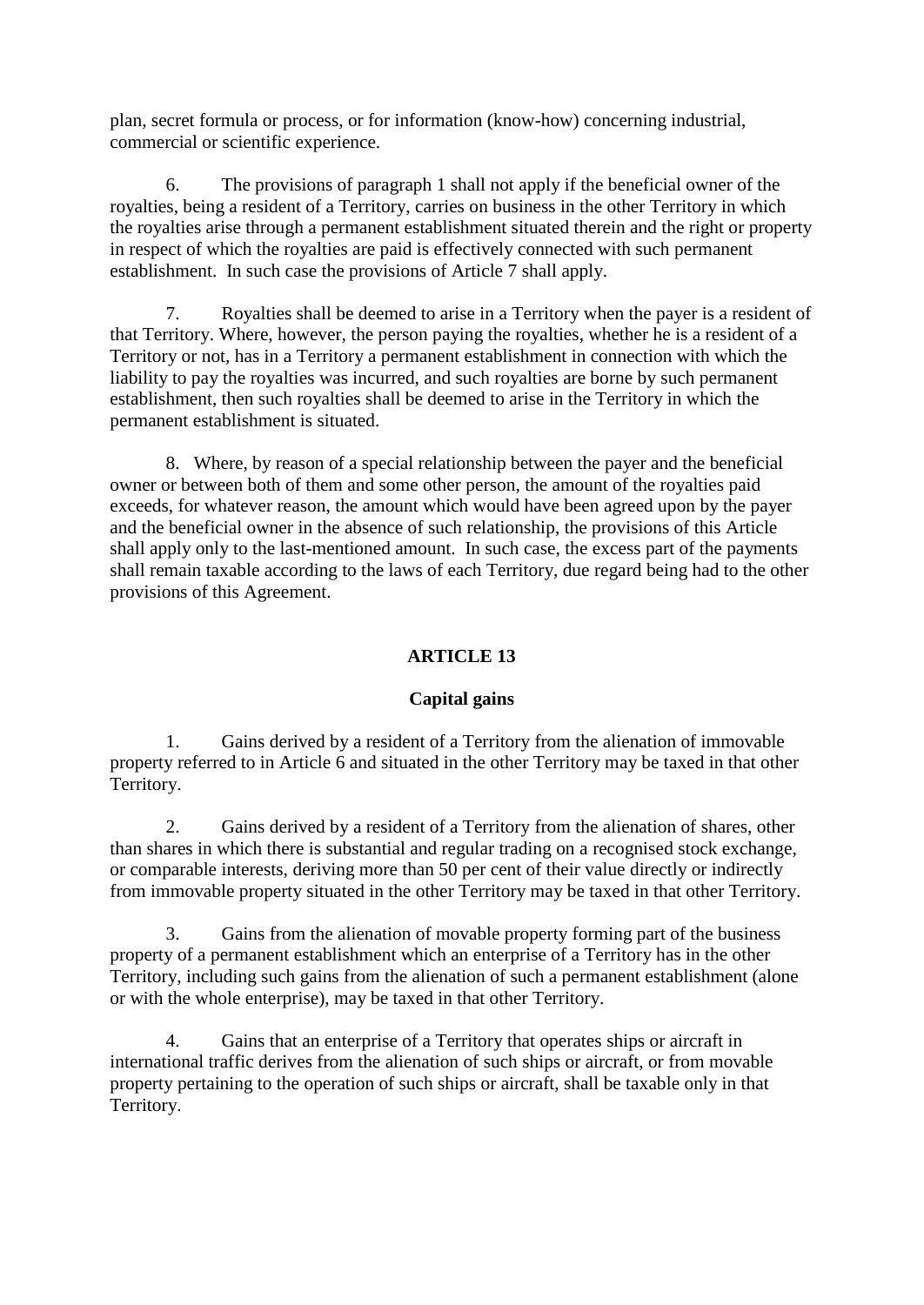plan, secret formula or process, or for information (know-how) concerning industrial, commercial or scientific experience.

6. The provisions of paragraph 1 shall not apply if the beneficial owner of the royalties, being a resident of a Territory, carries on business in the other Territory in which the royalties arise through a permanent establishment situated therein and the right or property in respect of which the royalties are paid is effectively connected with such permanent establishment. In such case the provisions of Article 7 shall apply.

7. Royalties shall be deemed to arise in a Territory when the payer is a resident of that Territory. Where, however, the person paying the royalties, whether he is a resident of a Territory or not, has in a Territory a permanent establishment in connection with which the liability to pay the royalties was incurred, and such royalties are borne by such permanent establishment, then such royalties shall be deemed to arise in the Territory in which the permanent establishment is situated.

8. Where, by reason of a special relationship between the payer and the beneficial owner or between both of them and some other person, the amount of the royalties paid exceeds, for whatever reason, the amount which would have been agreed upon by the payer and the beneficial owner in the absence of such relationship, the provisions of this Article shall apply only to the last-mentioned amount. In such case, the excess part of the payments shall remain taxable according to the laws of each Territory, due regard being had to the other provisions of this Agreement.

## ARTICLE 13

### Capital gains

1. Gains derived by a resident of a Territory from the alienation of immovable property referred to in Article 6 and situated in the other Territory may be taxed in that other Territory.

2. Gains derived by a resident of a Territory from the alienation of shares, other than shares in which there is substantial and regular trading on a recognised stock exchange, or comparable interests, deriving more than 50 per cent of their value directly or indirectly from immovable property situated in the other Territory may be taxed in that other Territory.

3. Gains from the alienation of movable property forming part of the business property of a permanent establishment which an enterprise of a Territory has in the other Territory, including such gains from the alienation of such a permanent establishment (alone or with the whole enterprise), may be taxed in that other Territory.

4. Gains that an enterprise of a Territory that operates ships or aircraft in international traffic derives from the alienation of such ships or aircraft, or from movable property pertaining to the operation of such ships or aircraft, shall be taxable only in that Territory.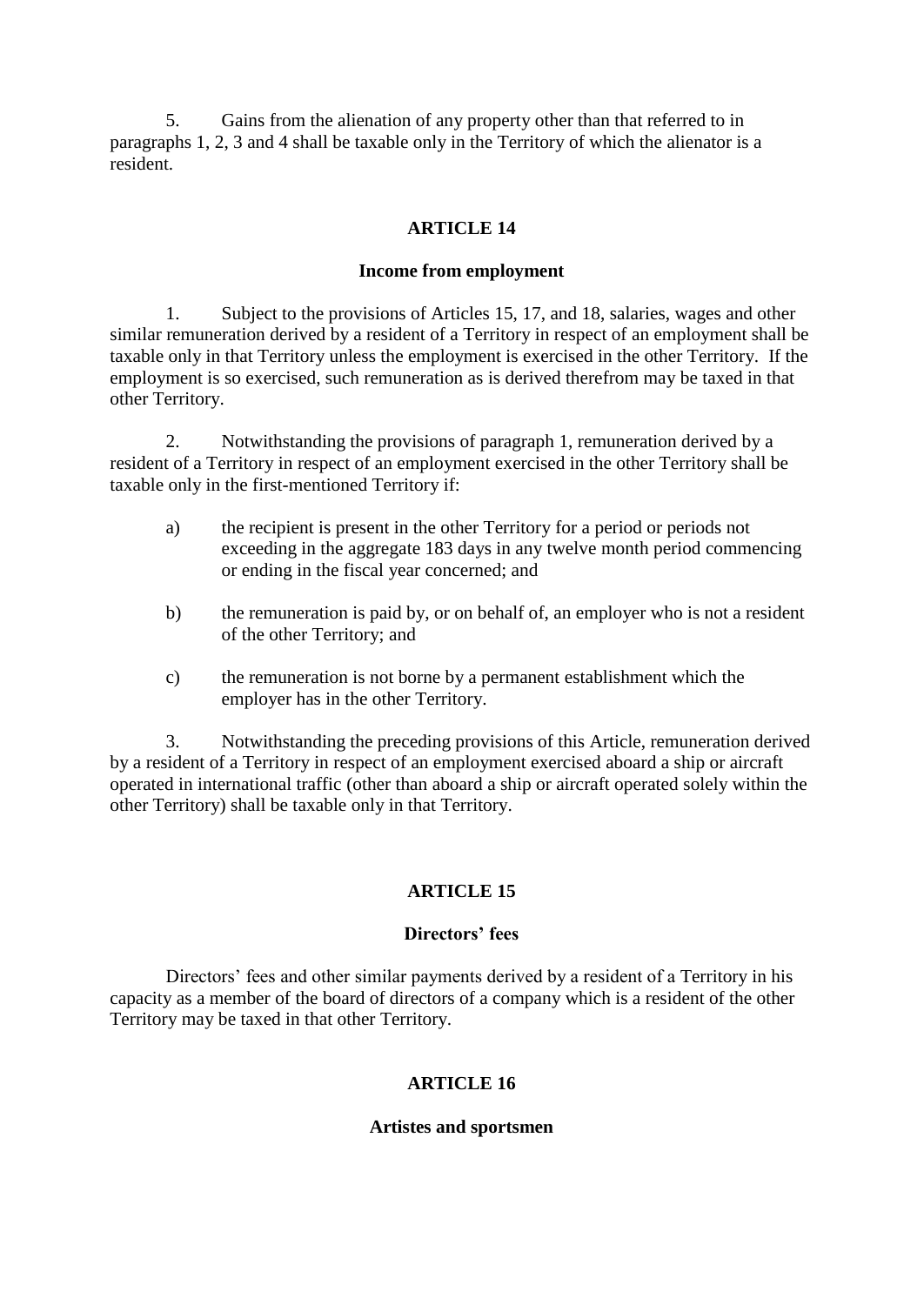5. Gains from the alienation of any property other than that referred to in paragraphs 1, 2, 3 and 4 shall be taxable only in the Territory of which the alienator is a resident.

## ARTICLE 14

### Income from employment

1. Subject to the provisions of Articles 15, 17, and 18, salaries, wages and other similar remuneration derived by a resident of a Territory in respect of an employment shall be taxable only in that Territory unless the employment is exercised in the other Territory. If the employment is so exercised, such remuneration as is derived therefrom may be taxed in that other Territory.

2. Notwithstanding the provisions of paragraph 1, remuneration derived by a resident of a Territory in respect of an employment exercised in the other Territory shall be taxable only in the first-mentioned Territory if:

a) the recipient is present in the other Territory for a period or periods not exceeding in the aggregate 183 days in any twelve month period commencing or ending in the fiscal year concerned; and

b) the remuneration is paid by, or on behalf of, an employer who is not a resident of the other Territory; and

c) the remuneration is not borne by a permanent establishment which the employer has in the other Territory.

3. Notwithstanding the preceding provisions of this Article, remuneration derived by a resident of a Territory in respect of an employment exercised aboard a ship or aircraft operated in international traffic (other than aboard a ship or aircraft operated solely within the other Territory) shall be taxable only in that Territory.

## ARTICLE 15

### Directors' fees

Directors' fees and other similar payments derived by a resident of a Territory in his capacity as a member of the board of directors of a company which is a resident of the other Territory may be taxed in that other Territory.

## ARTICLE 16

### Artistes and sportsmen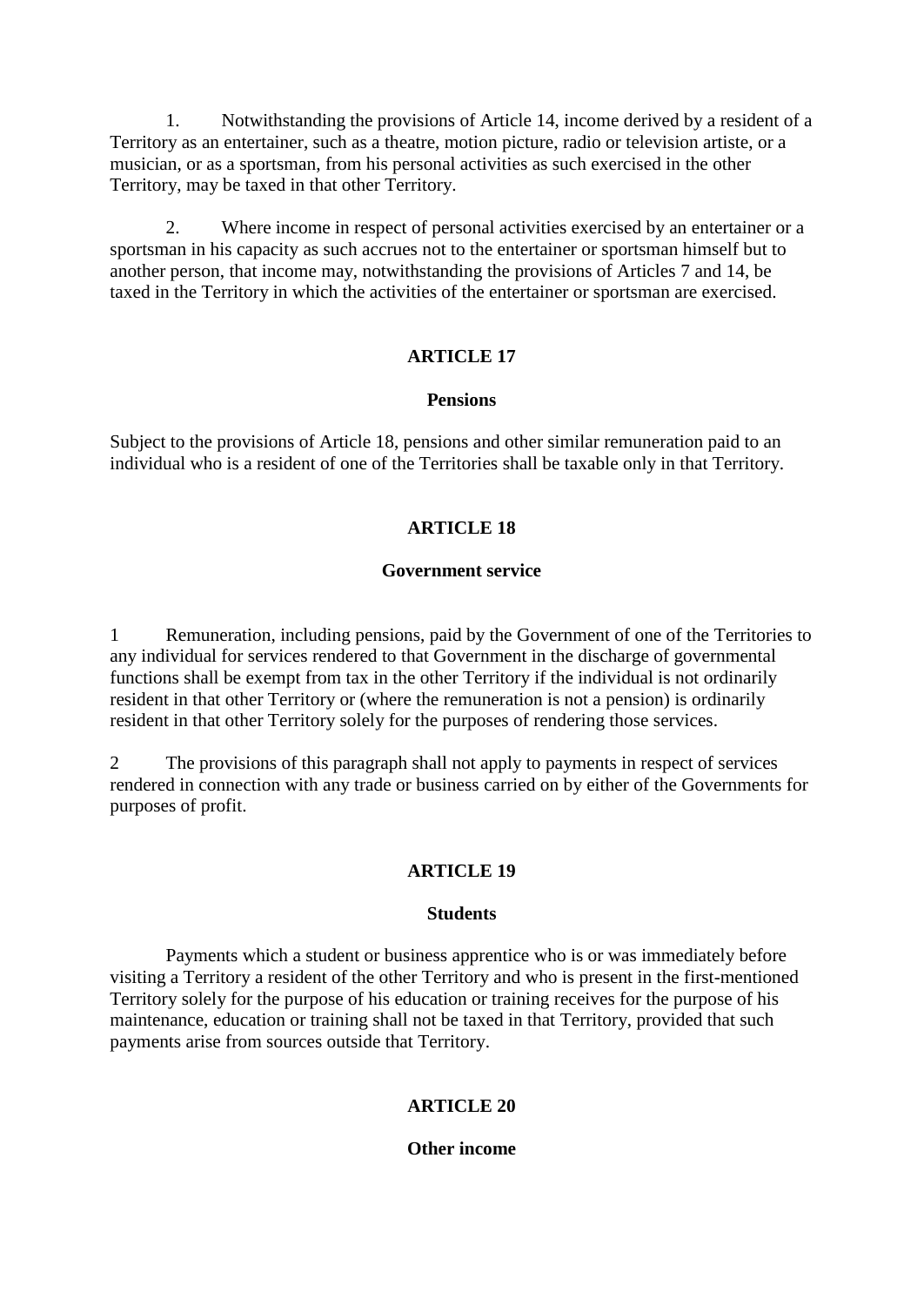1. Notwithstanding the provisions of Article 14, income derived by a resident of a Territory as an entertainer, such as a theatre, motion picture, radio or television artiste, or a musician, or as a sportsman, from his personal activities as such exercised in the other Territory, may be taxed in that other Territory.

2. Where income in respect of personal activities exercised by an entertainer or a sportsman in his capacity as such accrues not to the entertainer or sportsman himself but to another person, that income may, notwithstanding the provisions of Articles 7 and 14, be taxed in the Territory in which the activities of the entertainer or sportsman are exercised.

## ARTICLE 17

### Pensions

Subject to the provisions of Article 18, pensions and other similar remuneration paid to an individual who is a resident of one of the Territories shall be taxable only in that Territory.

## ARTICLE 18

### Government service

1 Remuneration, including pensions, paid by the Government of one of the Territories to any individual for services rendered to that Government in the discharge of governmental functions shall be exempt from tax in the other Territory if the individual is not ordinarily resident in that other Territory or (where the remuneration is not a pension) is ordinarily resident in that other Territory solely for the purposes of rendering those services.

2 The provisions of this paragraph shall not apply to payments in respect of services rendered in connection with any trade or business carried on by either of the Governments for purposes of profit.

## ARTICLE 19

### Students

Payments which a student or business apprentice who is or was immediately before visiting a Territory a resident of the other Territory and who is present in the first-mentioned Territory solely for the purpose of his education or training receives for the purpose of his maintenance, education or training shall not be taxed in that Territory, provided that such payments arise from sources outside that Territory.

## ARTICLE 20

### Other income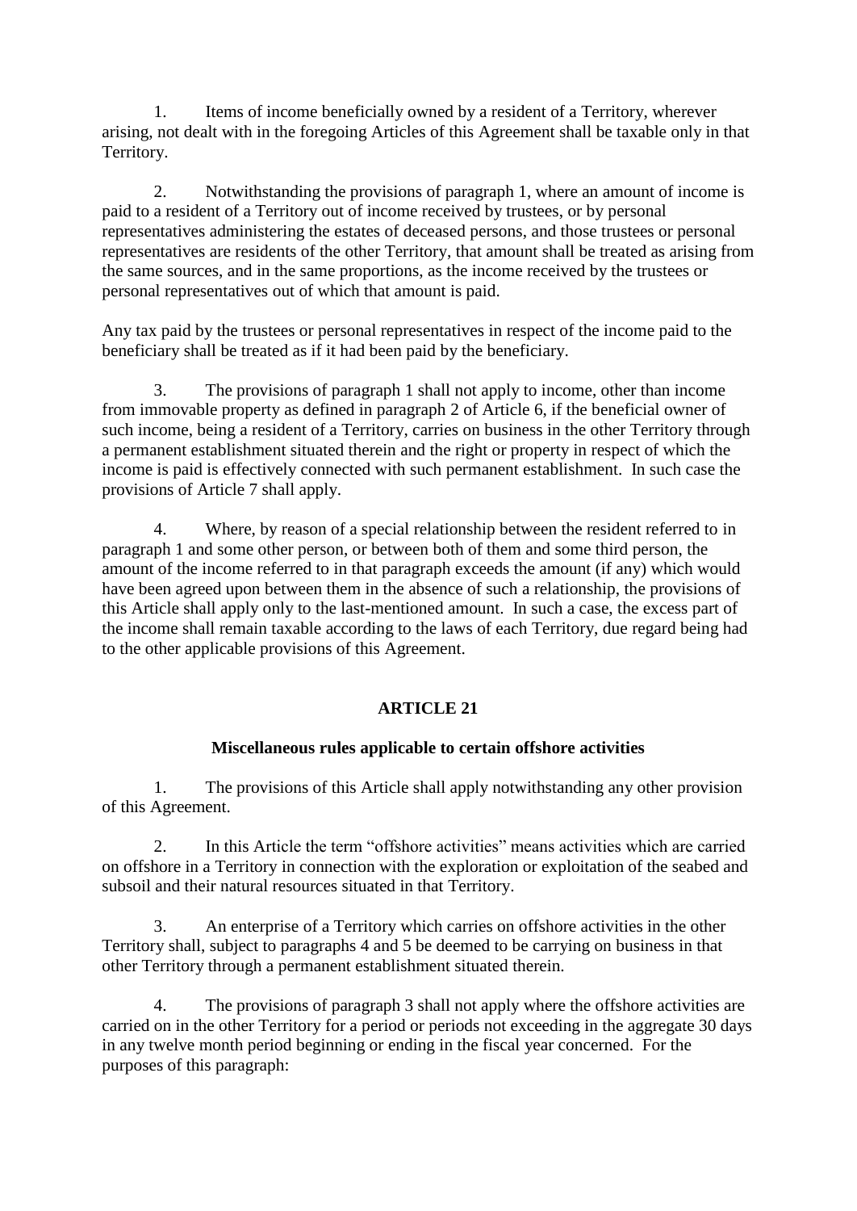1. Items of income beneficially owned by a resident of a Territory, wherever arising, not dealt with in the foregoing Articles of this Agreement shall be taxable only in that Territory.

2. Notwithstanding the provisions of paragraph 1, where an amount of income is paid to a resident of a Territory out of income received by trustees, or by personal representatives administering the estates of deceased persons, and those trustees or personal representatives are residents of the other Territory, that amount shall be treated as arising from the same sources, and in the same proportions, as the income received by the trustees or personal representatives out of which that amount is paid.

Any tax paid by the trustees or personal representatives in respect of the income paid to the beneficiary shall be treated as if it had been paid by the beneficiary.

3. The provisions of paragraph 1 shall not apply to income, other than income from immovable property as defined in paragraph 2 of Article 6, if the beneficial owner of such income, being a resident of a Territory, carries on business in the other Territory through a permanent establishment situated therein and the right or property in respect of which the income is paid is effectively connected with such permanent establishment. In such case the provisions of Article 7 shall apply.

4. Where, by reason of a special relationship between the resident referred to in paragraph 1 and some other person, or between both of them and some third person, the amount of the income referred to in that paragraph exceeds the amount (if any) which would have been agreed upon between them in the absence of such a relationship, the provisions of this Article shall apply only to the last-mentioned amount. In such a case, the excess part of the income shall remain taxable according to the laws of each Territory, due regard being had to the other applicable provisions of this Agreement.

## ARTICLE 21

### Miscellaneous rules applicable to certain offshore activities

1. The provisions of this Article shall apply notwithstanding any other provision of this Agreement.

2. In this Article the term "offshore activities" means activities which are carried on offshore in a Territory in connection with the exploration or exploitation of the seabed and subsoil and their natural resources situated in that Territory.

3. An enterprise of a Territory which carries on offshore activities in the other Territory shall, subject to paragraphs 4 and 5 be deemed to be carrying on business in that other Territory through a permanent establishment situated therein.

4. The provisions of paragraph 3 shall not apply where the offshore activities are carried on in the other Territory for a period or periods not exceeding in the aggregate 30 days in any twelve month period beginning or ending in the fiscal year concerned. For the purposes of this paragraph: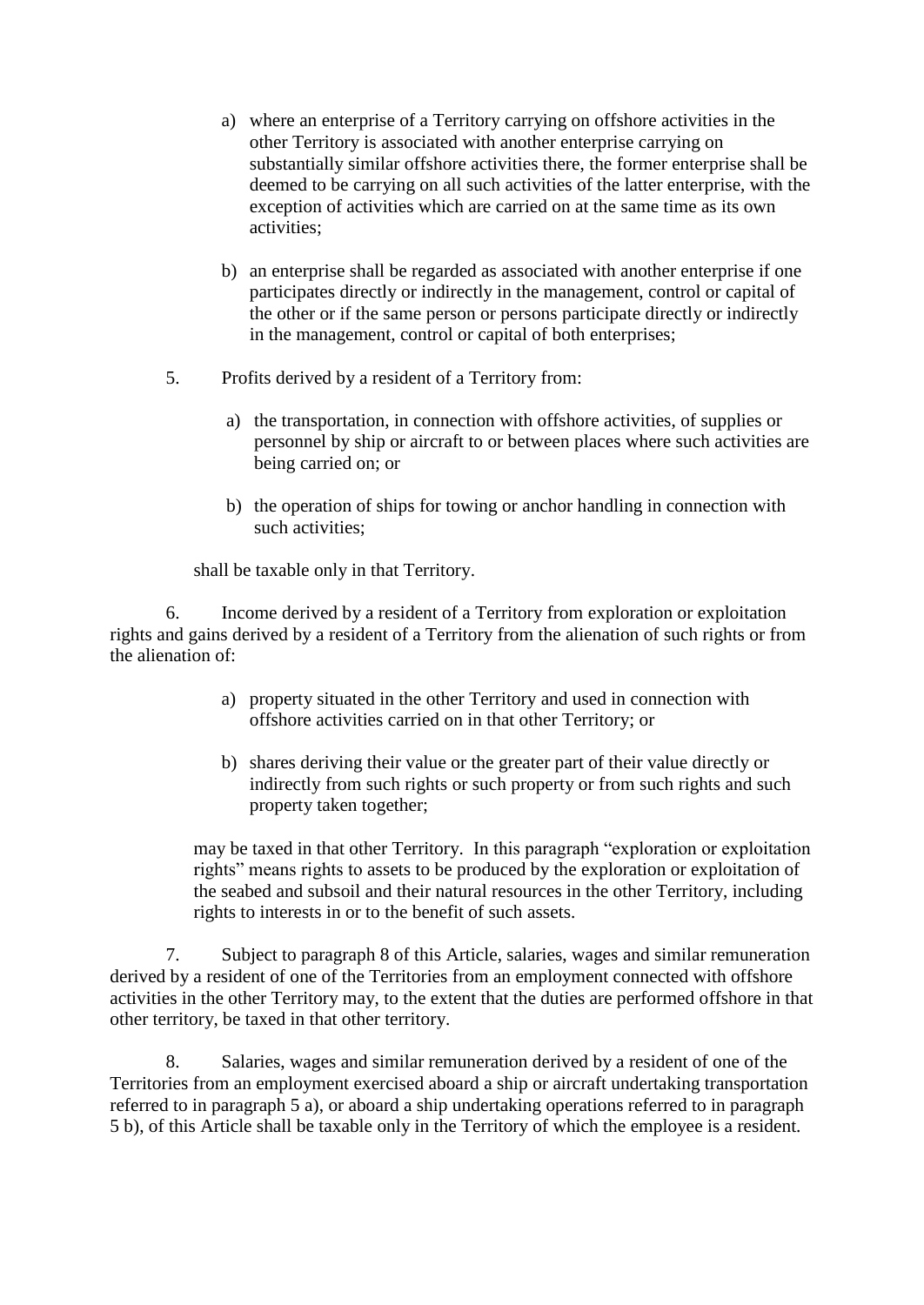a) where an enterprise of a Territory carrying on offshore activities in the other Territory is associated with another enterprise carrying on substantially similar offshore activities there, the former enterprise shall be deemed to be carrying on all such activities of the latter enterprise, with the exception of activities which are carried on at the same time as its own activities;

b) an enterprise shall be regarded as associated with another enterprise if one participates directly or indirectly in the management, control or capital of the other or if the same person or persons participate directly or indirectly in the management, control or capital of both enterprises;

5. Profits derived by a resident of a Territory from:

a) the transportation, in connection with offshore activities, of supplies or personnel by ship or aircraft to or between places where such activities are being carried on; or

b) the operation of ships for towing or anchor handling in connection with such activities;

shall be taxable only in that Territory.

6. Income derived by a resident of a Territory from exploration or exploitation rights and gains derived by a resident of a Territory from the alienation of such rights or from the alienation of:

a) property situated in the other Territory and used in connection with offshore activities carried on in that other Territory; or

b) shares deriving their value or the greater part of their value directly or indirectly from such rights or such property or from such rights and such property taken together;

may be taxed in that other Territory. In this paragraph "exploration or exploitation rights" means rights to assets to be produced by the exploration or exploitation of the seabed and subsoil and their natural resources in the other Territory, including rights to interests in or to the benefit of such assets.

7. Subject to paragraph 8 of this Article, salaries, wages and similar remuneration derived by a resident of one of the Territories from an employment connected with offshore activities in the other Territory may, to the extent that the duties are performed offshore in that other territory, be taxed in that other territory.

8. Salaries, wages and similar remuneration derived by a resident of one of the Territories from an employment exercised aboard a ship or aircraft undertaking transportation referred to in paragraph 5 a), or aboard a ship undertaking operations referred to in paragraph 5 b), of this Article shall be taxable only in the Territory of which the employee is a resident.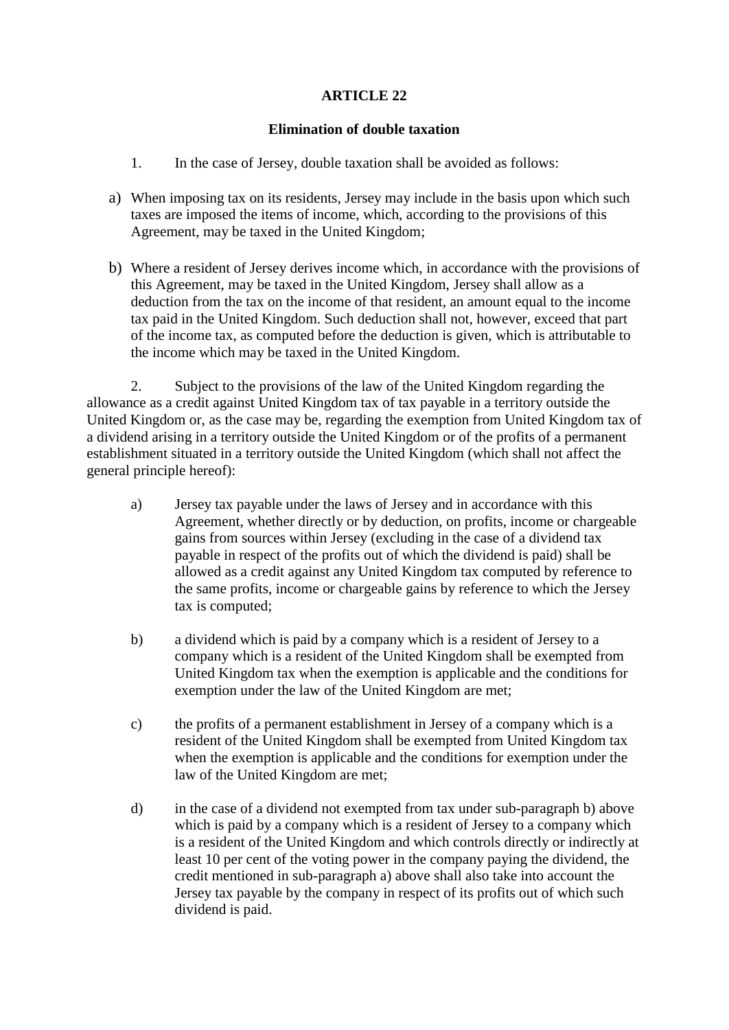# ARTICLE 22

## Elimination of double taxation

1. In the case of Jersey, double taxation shall be avoided as follows:

a) When imposing tax on its residents, Jersey may include in the basis upon which such taxes are imposed the items of income, which, according to the provisions of this Agreement, may be taxed in the United Kingdom;

b) Where a resident of Jersey derives income which, in accordance with the provisions of this Agreement, may be taxed in the United Kingdom, Jersey shall allow as a deduction from the tax on the income of that resident, an amount equal to the income tax paid in the United Kingdom. Such deduction shall not, however, exceed that part of the income tax, as computed before the deduction is given, which is attributable to the income which may be taxed in the United Kingdom.

2. Subject to the provisions of the law of the United Kingdom regarding the allowance as a credit against United Kingdom tax of tax payable in a territory outside the United Kingdom or, as the case may be, regarding the exemption from United Kingdom tax of a dividend arising in a territory outside the United Kingdom or of the profits of a permanent establishment situated in a territory outside the United Kingdom (which shall not affect the general principle hereof):

a) Jersey tax payable under the laws of Jersey and in accordance with this Agreement, whether directly or by deduction, on profits, income or chargeable gains from sources within Jersey (excluding in the case of a dividend tax payable in respect of the profits out of which the dividend is paid) shall be allowed as a credit against any United Kingdom tax computed by reference to the same profits, income or chargeable gains by reference to which the Jersey tax is computed;

b) a dividend which is paid by a company which is a resident of Jersey to a company which is a resident of the United Kingdom shall be exempted from United Kingdom tax when the exemption is applicable and the conditions for exemption under the law of the United Kingdom are met;

c) the profits of a permanent establishment in Jersey of a company which is a resident of the United Kingdom shall be exempted from United Kingdom tax when the exemption is applicable and the conditions for exemption under the law of the United Kingdom are met;

d) in the case of a dividend not exempted from tax under sub-paragraph b) above which is paid by a company which is a resident of Jersey to a company which is a resident of the United Kingdom and which controls directly or indirectly at least 10 per cent of the voting power in the company paying the dividend, the credit mentioned in sub-paragraph a) above shall also take into account the Jersey tax payable by the company in respect of its profits out of which such dividend is paid.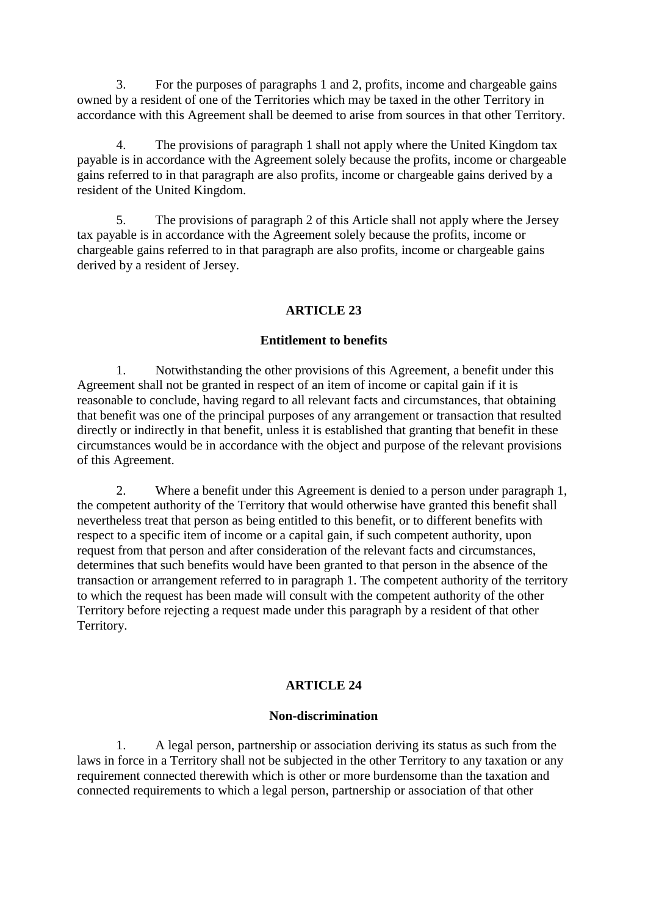3. For the purposes of paragraphs 1 and 2, profits, income and chargeable gains owned by a resident of one of the Territories which may be taxed in the other Territory in accordance with this Agreement shall be deemed to arise from sources in that other Territory.

4. The provisions of paragraph 1 shall not apply where the United Kingdom tax payable is in accordance with the Agreement solely because the profits, income or chargeable gains referred to in that paragraph are also profits, income or chargeable gains derived by a resident of the United Kingdom.

5. The provisions of paragraph 2 of this Article shall not apply where the Jersey tax payable is in accordance with the Agreement solely because the profits, income or chargeable gains referred to in that paragraph are also profits, income or chargeable gains derived by a resident of Jersey.

## ARTICLE 23

### Entitlement to benefits

1. Notwithstanding the other provisions of this Agreement, a benefit under this Agreement shall not be granted in respect of an item of income or capital gain if it is reasonable to conclude, having regard to all relevant facts and circumstances, that obtaining that benefit was one of the principal purposes of any arrangement or transaction that resulted directly or indirectly in that benefit, unless it is established that granting that benefit in these circumstances would be in accordance with the object and purpose of the relevant provisions of this Agreement.

2. Where a benefit under this Agreement is denied to a person under paragraph 1, the competent authority of the Territory that would otherwise have granted this benefit shall nevertheless treat that person as being entitled to this benefit, or to different benefits with respect to a specific item of income or a capital gain, if such competent authority, upon request from that person and after consideration of the relevant facts and circumstances, determines that such benefits would have been granted to that person in the absence of the transaction or arrangement referred to in paragraph 1. The competent authority of the territory to which the request has been made will consult with the competent authority of the other Territory before rejecting a request made under this paragraph by a resident of that other Territory.

## ARTICLE 24

### Non-discrimination

1. A legal person, partnership or association deriving its status as such from the laws in force in a Territory shall not be subjected in the other Territory to any taxation or any requirement connected therewith which is other or more burdensome than the taxation and connected requirements to which a legal person, partnership or association of that other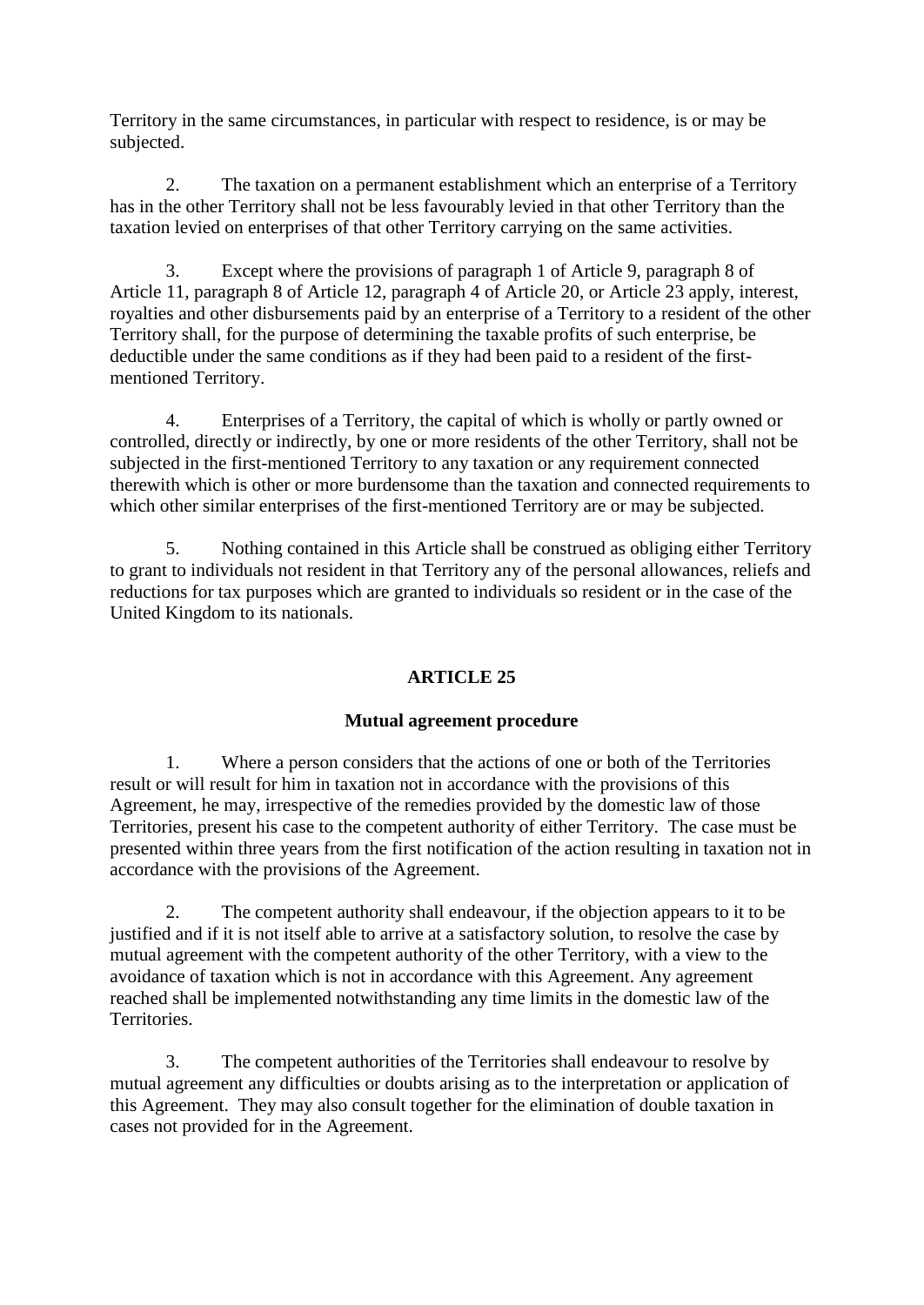Territory in the same circumstances, in particular with respect to residence, is or may be subjected.

2. The taxation on a permanent establishment which an enterprise of a Territory has in the other Territory shall not be less favourably levied in that other Territory than the taxation levied on enterprises of that other Territory carrying on the same activities.

3. Except where the provisions of paragraph 1 of Article 9, paragraph 8 of Article 11, paragraph 8 of Article 12, paragraph 4 of Article 20, or Article 23 apply, interest, royalties and other disbursements paid by an enterprise of a Territory to a resident of the other Territory shall, for the purpose of determining the taxable profits of such enterprise, be deductible under the same conditions as if they had been paid to a resident of the first-mentioned Territory.

4. Enterprises of a Territory, the capital of which is wholly or partly owned or controlled, directly or indirectly, by one or more residents of the other Territory, shall not be subjected in the first-mentioned Territory to any taxation or any requirement connected therewith which is other or more burdensome than the taxation and connected requirements to which other similar enterprises of the first-mentioned Territory are or may be subjected.

5. Nothing contained in this Article shall be construed as obliging either Territory to grant to individuals not resident in that Territory any of the personal allowances, reliefs and reductions for tax purposes which are granted to individuals so resident or in the case of the United Kingdom to its nationals.

## ARTICLE 25

### Mutual agreement procedure

1. Where a person considers that the actions of one or both of the Territories result or will result for him in taxation not in accordance with the provisions of this Agreement, he may, irrespective of the remedies provided by the domestic law of those Territories, present his case to the competent authority of either Territory. The case must be presented within three years from the first notification of the action resulting in taxation not in accordance with the provisions of the Agreement.

2. The competent authority shall endeavour, if the objection appears to it to be justified and if it is not itself able to arrive at a satisfactory solution, to resolve the case by mutual agreement with the competent authority of the other Territory, with a view to the avoidance of taxation which is not in accordance with this Agreement. Any agreement reached shall be implemented notwithstanding any time limits in the domestic law of the Territories.

3. The competent authorities of the Territories shall endeavour to resolve by mutual agreement any difficulties or doubts arising as to the interpretation or application of this Agreement. They may also consult together for the elimination of double taxation in cases not provided for in the Agreement.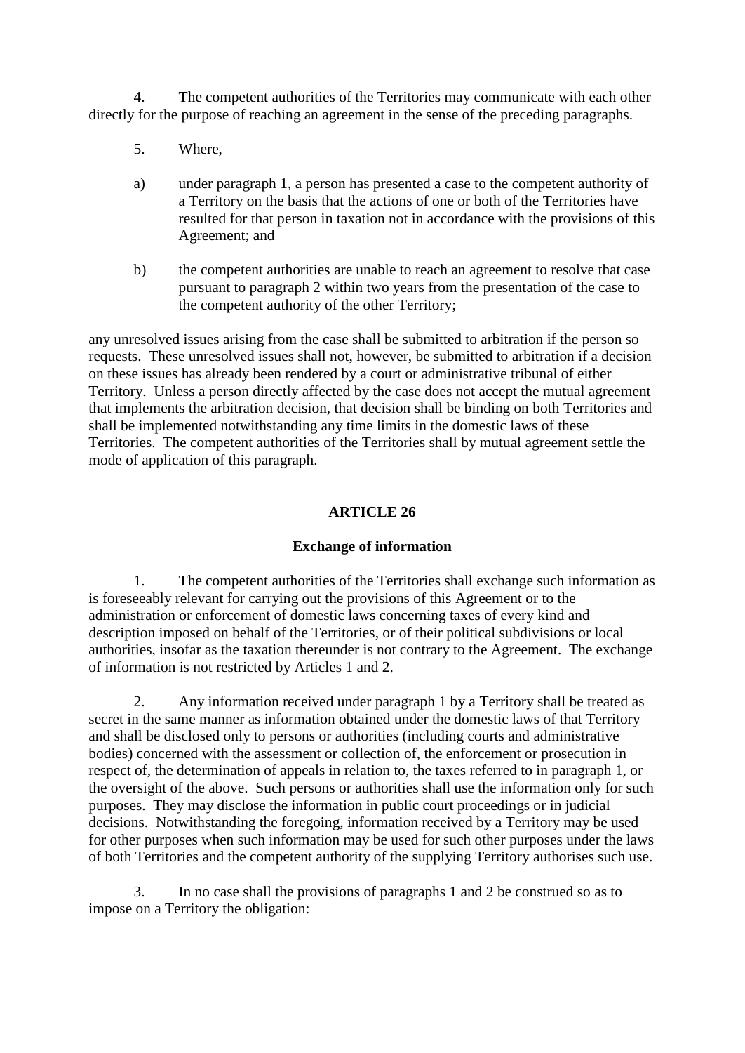4. The competent authorities of the Territories may communicate with each other directly for the purpose of reaching an agreement in the sense of the preceding paragraphs.

5. Where,

a) under paragraph 1, a person has presented a case to the competent authority of a Territory on the basis that the actions of one or both of the Territories have resulted for that person in taxation not in accordance with the provisions of this Agreement; and

b) the competent authorities are unable to reach an agreement to resolve that case pursuant to paragraph 2 within two years from the presentation of the case to the competent authority of the other Territory;

any unresolved issues arising from the case shall be submitted to arbitration if the person so requests. These unresolved issues shall not, however, be submitted to arbitration if a decision on these issues has already been rendered by a court or administrative tribunal of either Territory. Unless a person directly affected by the case does not accept the mutual agreement that implements the arbitration decision, that decision shall be binding on both Territories and shall be implemented notwithstanding any time limits in the domestic laws of these Territories. The competent authorities of the Territories shall by mutual agreement settle the mode of application of this paragraph.

## ARTICLE 26

### Exchange of information

1. The competent authorities of the Territories shall exchange such information as is foreseeably relevant for carrying out the provisions of this Agreement or to the administration or enforcement of domestic laws concerning taxes of every kind and description imposed on behalf of the Territories, or of their political subdivisions or local authorities, insofar as the taxation thereunder is not contrary to the Agreement. The exchange of information is not restricted by Articles 1 and 2.

2. Any information received under paragraph 1 by a Territory shall be treated as secret in the same manner as information obtained under the domestic laws of that Territory and shall be disclosed only to persons or authorities (including courts and administrative bodies) concerned with the assessment or collection of, the enforcement or prosecution in respect of, the determination of appeals in relation to, the taxes referred to in paragraph 1, or the oversight of the above. Such persons or authorities shall use the information only for such purposes. They may disclose the information in public court proceedings or in judicial decisions. Notwithstanding the foregoing, information received by a Territory may be used for other purposes when such information may be used for such other purposes under the laws of both Territories and the competent authority of the supplying Territory authorises such use.

3. In no case shall the provisions of paragraphs 1 and 2 be construed so as to impose on a Territory the obligation: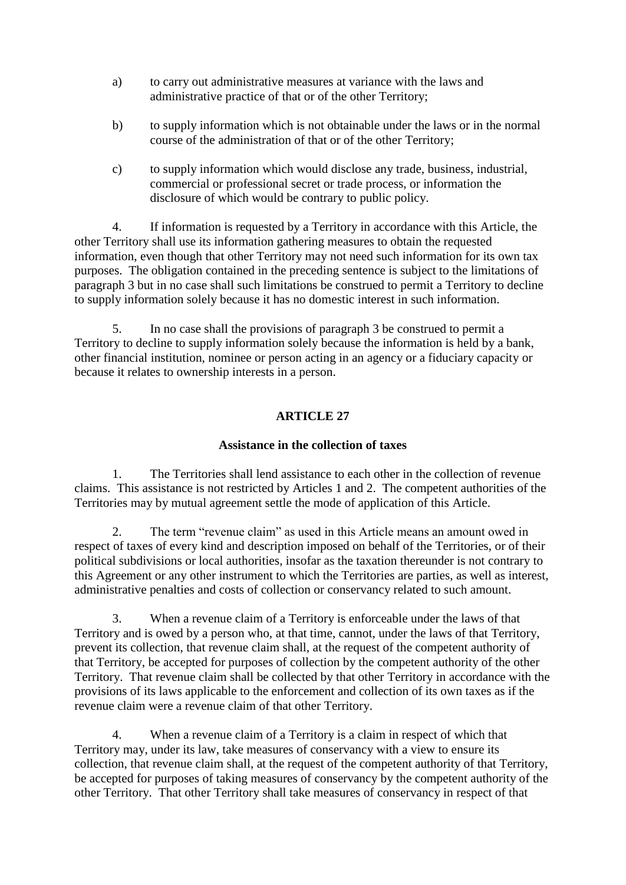a) to carry out administrative measures at variance with the laws and administrative practice of that or of the other Territory;

b) to supply information which is not obtainable under the laws or in the normal course of the administration of that or of the other Territory;

c) to supply information which would disclose any trade, business, industrial, commercial or professional secret or trade process, or information the disclosure of which would be contrary to public policy.

4. If information is requested by a Territory in accordance with this Article, the other Territory shall use its information gathering measures to obtain the requested information, even though that other Territory may not need such information for its own tax purposes. The obligation contained in the preceding sentence is subject to the limitations of paragraph 3 but in no case shall such limitations be construed to permit a Territory to decline to supply information solely because it has no domestic interest in such information.

5. In no case shall the provisions of paragraph 3 be construed to permit a Territory to decline to supply information solely because the information is held by a bank, other financial institution, nominee or person acting in an agency or a fiduciary capacity or because it relates to ownership interests in a person.

## ARTICLE 27

### Assistance in the collection of taxes

1. The Territories shall lend assistance to each other in the collection of revenue claims. This assistance is not restricted by Articles 1 and 2. The competent authorities of the Territories may by mutual agreement settle the mode of application of this Article.

2. The term "revenue claim" as used in this Article means an amount owed in respect of taxes of every kind and description imposed on behalf of the Territories, or of their political subdivisions or local authorities, insofar as the taxation thereunder is not contrary to this Agreement or any other instrument to which the Territories are parties, as well as interest, administrative penalties and costs of collection or conservancy related to such amount.

3. When a revenue claim of a Territory is enforceable under the laws of that Territory and is owed by a person who, at that time, cannot, under the laws of that Territory, prevent its collection, that revenue claim shall, at the request of the competent authority of that Territory, be accepted for purposes of collection by the competent authority of the other Territory. That revenue claim shall be collected by that other Territory in accordance with the provisions of its laws applicable to the enforcement and collection of its own taxes as if the revenue claim were a revenue claim of that other Territory.

4. When a revenue claim of a Territory is a claim in respect of which that Territory may, under its law, take measures of conservancy with a view to ensure its collection, that revenue claim shall, at the request of the competent authority of that Territory, be accepted for purposes of taking measures of conservancy by the competent authority of the other Territory. That other Territory shall take measures of conservancy in respect of that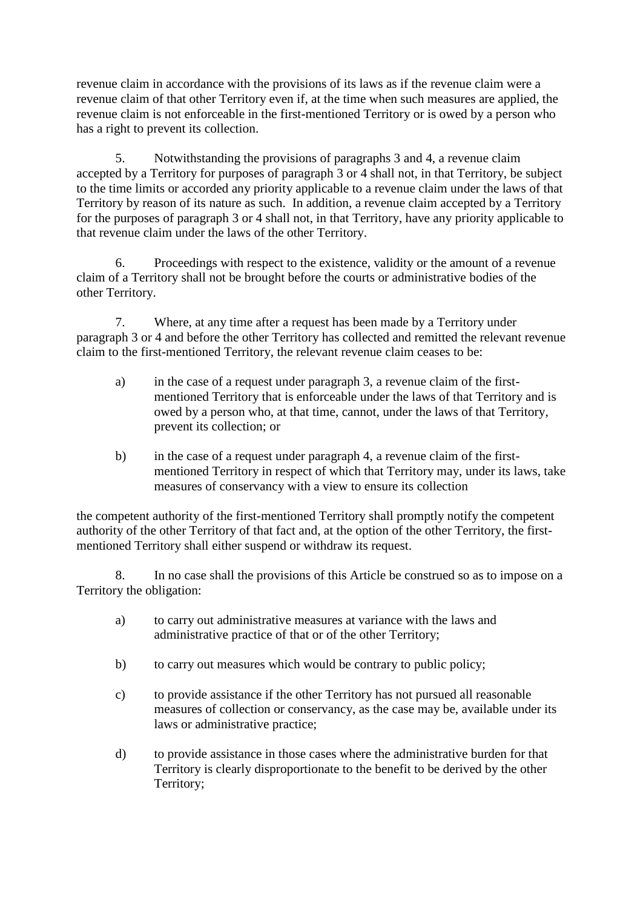revenue claim in accordance with the provisions of its laws as if the revenue claim were a revenue claim of that other Territory even if, at the time when such measures are applied, the revenue claim is not enforceable in the first-mentioned Territory or is owed by a person who has a right to prevent its collection.

5. Notwithstanding the provisions of paragraphs 3 and 4, a revenue claim accepted by a Territory for purposes of paragraph 3 or 4 shall not, in that Territory, be subject to the time limits or accorded any priority applicable to a revenue claim under the laws of that Territory by reason of its nature as such. In addition, a revenue claim accepted by a Territory for the purposes of paragraph 3 or 4 shall not, in that Territory, have any priority applicable to that revenue claim under the laws of the other Territory.

6. Proceedings with respect to the existence, validity or the amount of a revenue claim of a Territory shall not be brought before the courts or administrative bodies of the other Territory.

7. Where, at any time after a request has been made by a Territory under paragraph 3 or 4 and before the other Territory has collected and remitted the relevant revenue claim to the first-mentioned Territory, the relevant revenue claim ceases to be:

a) in the case of a request under paragraph 3, a revenue claim of the first-mentioned Territory that is enforceable under the laws of that Territory and is owed by a person who, at that time, cannot, under the laws of that Territory, prevent its collection; or

b) in the case of a request under paragraph 4, a revenue claim of the first-mentioned Territory in respect of which that Territory may, under its laws, take measures of conservancy with a view to ensure its collection

the competent authority of the first-mentioned Territory shall promptly notify the competent authority of the other Territory of that fact and, at the option of the other Territory, the first-mentioned Territory shall either suspend or withdraw its request.

8. In no case shall the provisions of this Article be construed so as to impose on a Territory the obligation:

a) to carry out administrative measures at variance with the laws and administrative practice of that or of the other Territory;

b) to carry out measures which would be contrary to public policy;

c) to provide assistance if the other Territory has not pursued all reasonable measures of collection or conservancy, as the case may be, available under its laws or administrative practice;

d) to provide assistance in those cases where the administrative burden for that Territory is clearly disproportionate to the benefit to be derived by the other Territory;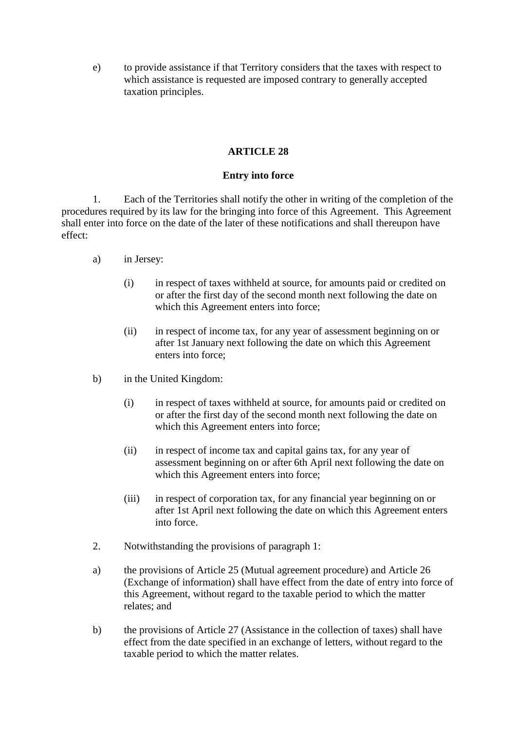e) to provide assistance if that Territory considers that the taxes with respect to which assistance is requested are imposed contrary to generally accepted taxation principles.

**ARTICLE 28**

**Entry into force**

1. Each of the Territories shall notify the other in writing of the completion of the procedures required by its law for the bringing into force of this Agreement. This Agreement shall enter into force on the date of the later of these notifications and shall thereupon have effect:

a) in Jersey:

(i) in respect of taxes withheld at source, for amounts paid or credited on or after the first day of the second month next following the date on which this Agreement enters into force;

(ii) in respect of income tax, for any year of assessment beginning on or after 1st January next following the date on which this Agreement enters into force;

b) in the United Kingdom:

(i) in respect of taxes withheld at source, for amounts paid or credited on or after the first day of the second month next following the date on which this Agreement enters into force;

(ii) in respect of income tax and capital gains tax, for any year of assessment beginning on or after 6th April next following the date on which this Agreement enters into force;

(iii) in respect of corporation tax, for any financial year beginning on or after 1st April next following the date on which this Agreement enters into force.

2. Notwithstanding the provisions of paragraph 1:

a) the provisions of Article 25 (Mutual agreement procedure) and Article 26 (Exchange of information) shall have effect from the date of entry into force of this Agreement, without regard to the taxable period to which the matter relates; and

b) the provisions of Article 27 (Assistance in the collection of taxes) shall have effect from the date specified in an exchange of letters, without regard to the taxable period to which the matter relates.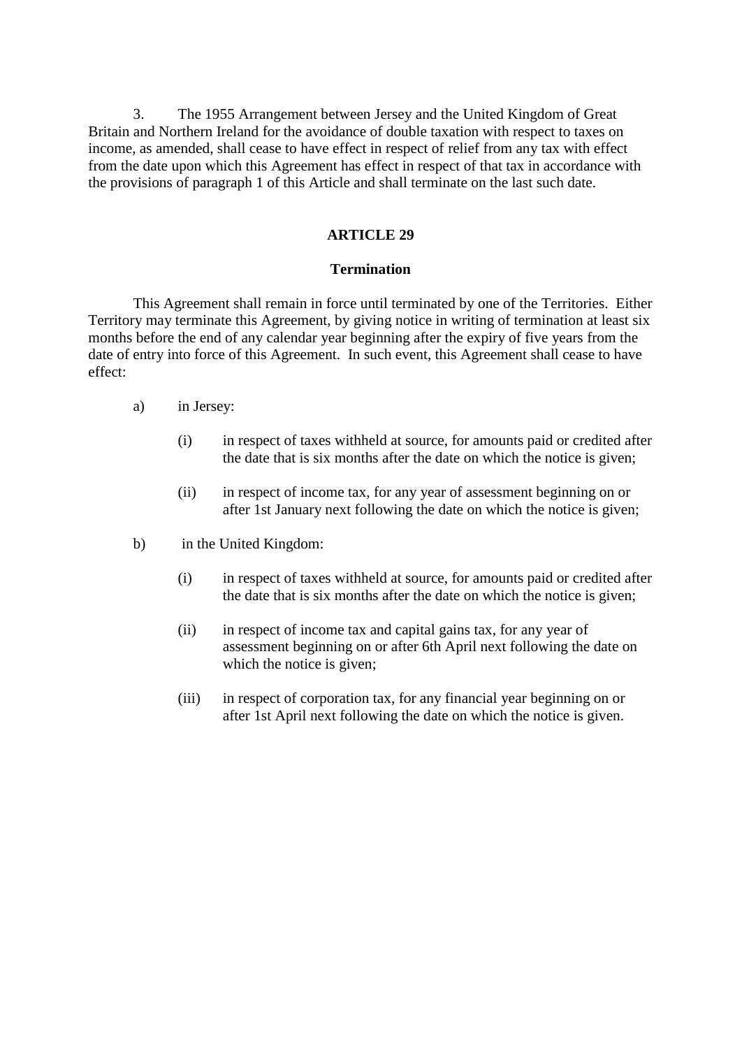3. The 1955 Arrangement between Jersey and the United Kingdom of Great Britain and Northern Ireland for the avoidance of double taxation with respect to taxes on income, as amended, shall cease to have effect in respect of relief from any tax with effect from the date upon which this Agreement has effect in respect of that tax in accordance with the provisions of paragraph 1 of this Article and shall terminate on the last such date.

## ARTICLE 29

### Termination

This Agreement shall remain in force until terminated by one of the Territories. Either Territory may terminate this Agreement, by giving notice in writing of termination at least six months before the end of any calendar year beginning after the expiry of five years from the date of entry into force of this Agreement. In such event, this Agreement shall cease to have effect:

a) in Jersey:

(i) in respect of taxes withheld at source, for amounts paid or credited after the date that is six months after the date on which the notice is given;

(ii) in respect of income tax, for any year of assessment beginning on or after 1st January next following the date on which the notice is given;

b) in the United Kingdom:

(i) in respect of taxes withheld at source, for amounts paid or credited after the date that is six months after the date on which the notice is given;

(ii) in respect of income tax and capital gains tax, for any year of assessment beginning on or after 6th April next following the date on which the notice is given;

(iii) in respect of corporation tax, for any financial year beginning on or after 1st April next following the date on which the notice is given.